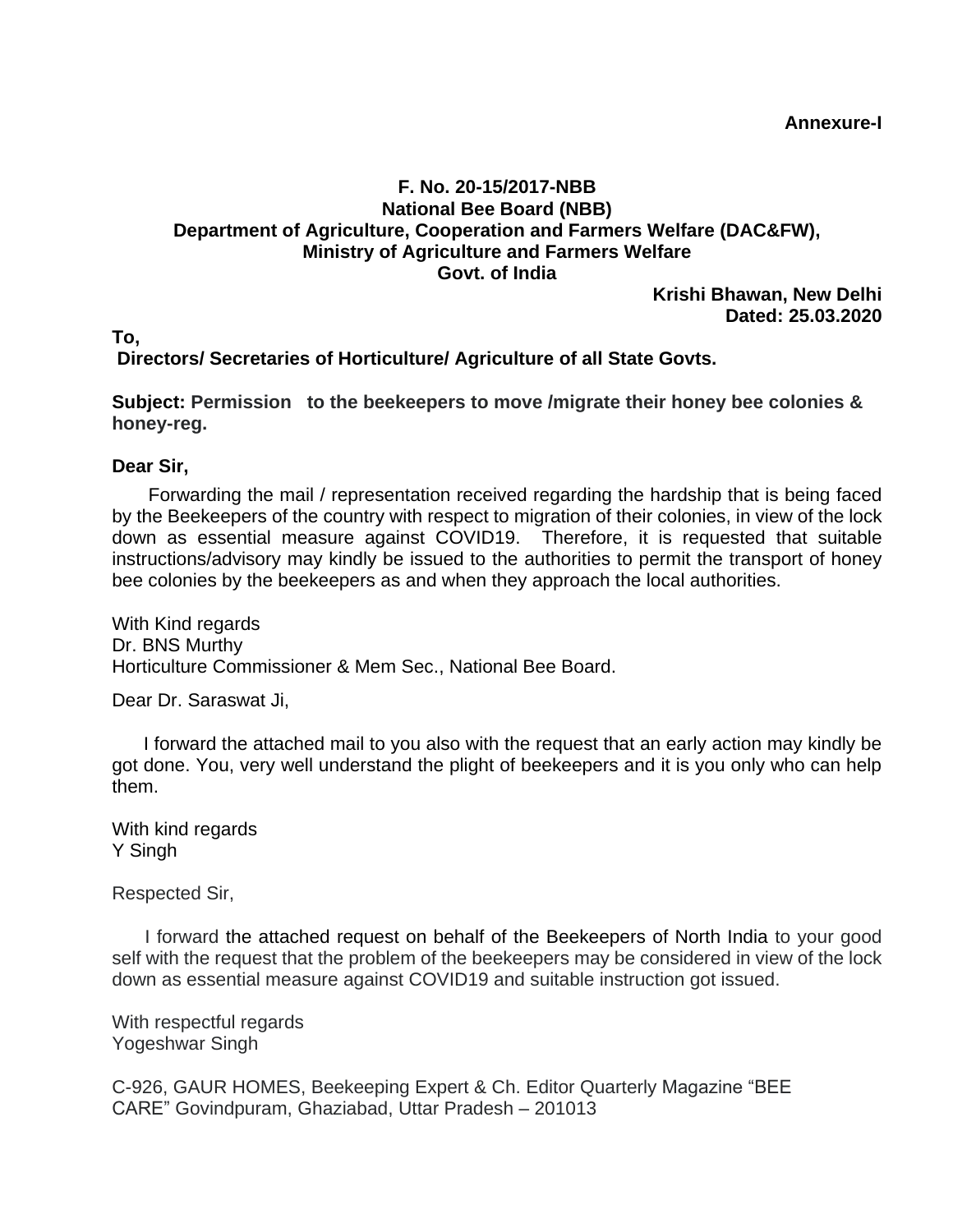**Annexure-I**

**F. No. 20-15/2017-NBB**
**National Bee Board (NBB)**
**Department of Agriculture, Cooperation and Farmers Welfare (DAC&FW),**
**Ministry of Agriculture and Farmers Welfare**
**Govt. of India**

**Krishi Bhawan, New Delhi**
**Dated: 25.03.2020**

**To,**
**Directors/ Secretaries of Horticulture/ Agriculture of all State Govts.**

**Subject: Permission to the beekeepers to move /migrate their honey bee colonies & honey-reg.**

**Dear Sir,**

Forwarding the mail / representation received regarding the hardship that is being faced by the Beekeepers of the country with respect to migration of their colonies, in view of the lock down as essential measure against COVID19. Therefore, it is requested that suitable instructions/advisory may kindly be issued to the authorities to permit the transport of honey bee colonies by the beekeepers as and when they approach the local authorities.

With Kind regards
Dr. BNS Murthy
Horticulture Commissioner & Mem Sec., National Bee Board.

Dear Dr. Saraswat Ji,

I forward the attached mail to you also with the request that an early action may kindly be got done. You, very well understand the plight of beekeepers and it is you only who can help them.

With kind regards
Y Singh

Respected Sir,

I forward the attached request on behalf of the Beekeepers of North India to your good self with the request that the problem of the beekeepers may be considered in view of the lock down as essential measure against COVID19 and suitable instruction got issued.

With respectful regards
Yogeshwar Singh

C-926, GAUR HOMES, Beekeeping Expert & Ch. Editor Quarterly Magazine "BEE CARE" Govindpuram, Ghaziabad, Uttar Pradesh – 201013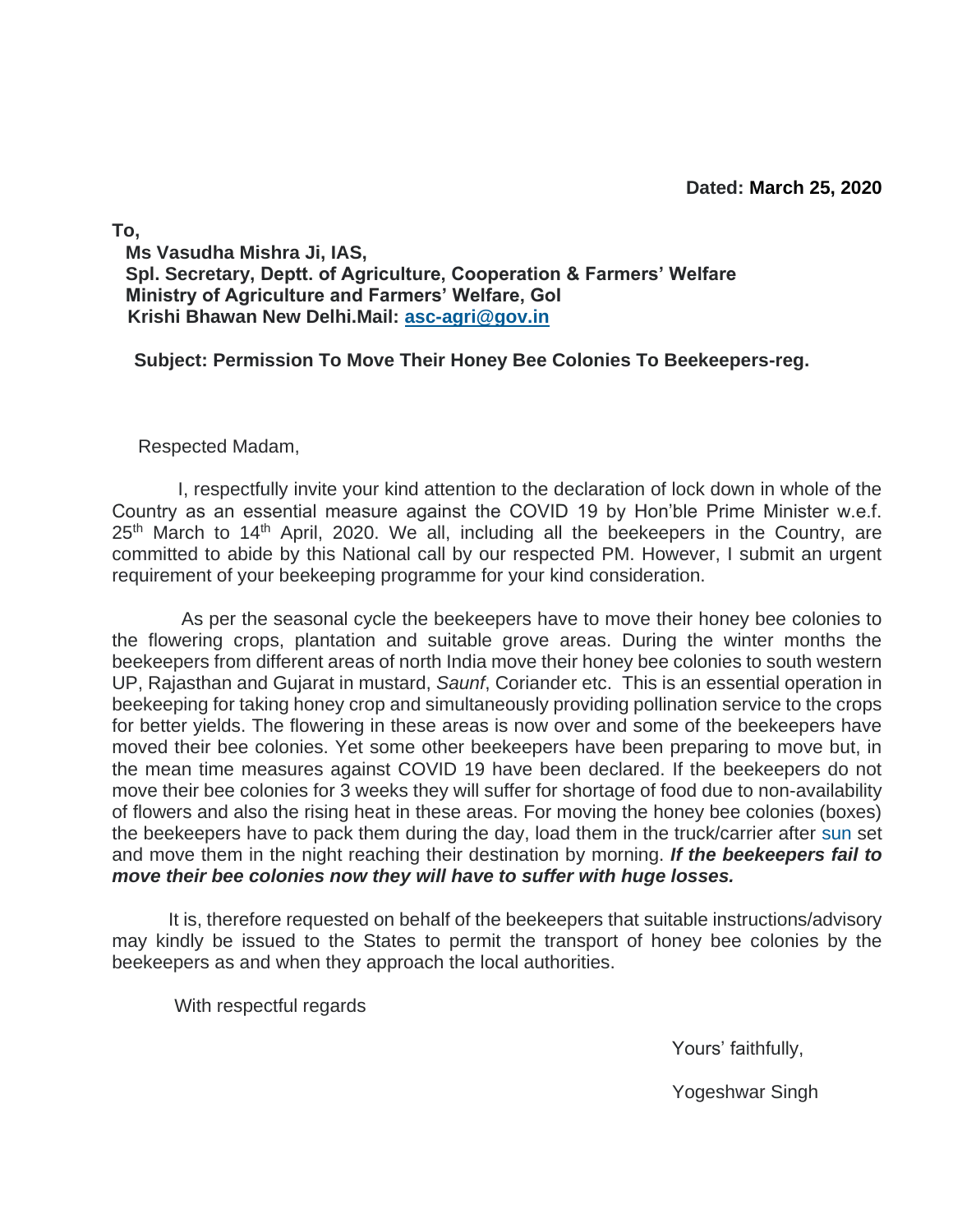**Dated: March 25, 2020**

**To,**
**Ms Vasudha Mishra Ji, IAS,**
**Spl. Secretary, Deptt. of Agriculture, Cooperation & Farmers' Welfare**
**Ministry of Agriculture and Farmers' Welfare, GoI**
**Krishi Bhawan New Delhi.Mail: asc-agri@gov.in**

**Subject: Permission To Move Their Honey Bee Colonies To Beekeepers-reg.**

Respected Madam,

I, respectfully invite your kind attention to the declaration of lock down in whole of the Country as an essential measure against the COVID 19 by Hon'ble Prime Minister w.e.f. 25th March to 14th April, 2020. We all, including all the beekeepers in the Country, are committed to abide by this National call by our respected PM. However, I submit an urgent requirement of your beekeeping programme for your kind consideration.

As per the seasonal cycle the beekeepers have to move their honey bee colonies to the flowering crops, plantation and suitable grove areas. During the winter months the beekeepers from different areas of north India move their honey bee colonies to south western UP, Rajasthan and Gujarat in mustard, *Saunf*, Coriander etc. This is an essential operation in beekeeping for taking honey crop and simultaneously providing pollination service to the crops for better yields. The flowering in these areas is now over and some of the beekeepers have moved their bee colonies. Yet some other beekeepers have been preparing to move but, in the mean time measures against COVID 19 have been declared. If the beekeepers do not move their bee colonies for 3 weeks they will suffer for shortage of food due to non-availability of flowers and also the rising heat in these areas. For moving the honey bee colonies (boxes) the beekeepers have to pack them during the day, load them in the truck/carrier after sun set and move them in the night reaching their destination by morning. ***If the beekeepers fail to move their bee colonies now they will have to suffer with huge losses.***

It is, therefore requested on behalf of the beekeepers that suitable instructions/advisory may kindly be issued to the States to permit the transport of honey bee colonies by the beekeepers as and when they approach the local authorities.

With respectful regards

Yours' faithfully,

Yogeshwar Singh